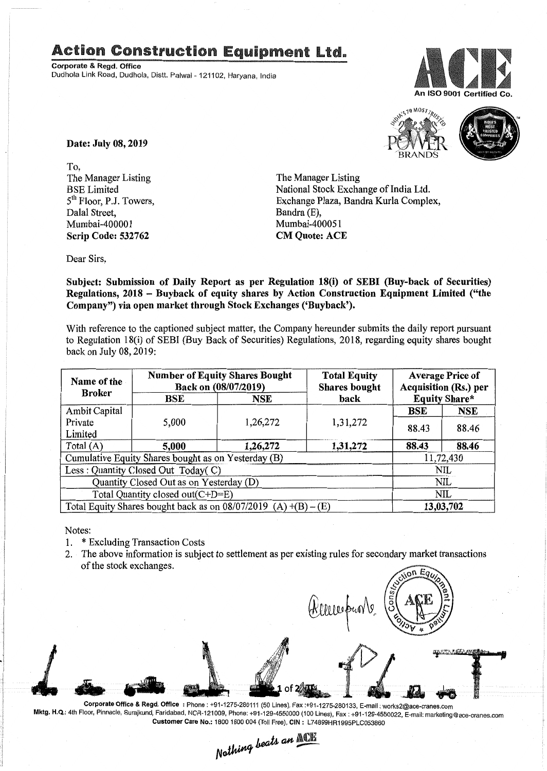# Action Construction Equipment Ltd.

**Corporate & Regd. Office**
Dudhola Link Road, Dudhola, Distt. Palwal - 121102, Haryana, India

An ISO 9001 Certified Co.

**Date: July 08, 2019**

To,
The Manager Listing
BSE Limited
5th Floor, P.J. Towers,
Dalal Street,
Mumbai-400001
**Scrip Code: 532762**

The Manager Listing
National Stock Exchange of India Ltd.
Exchange Plaza, Bandra Kurla Complex,
Bandra (E),
Mumbai-400051
**CM Quote: ACE**

Dear Sirs,

**Subject: Submission of Daily Report as per Regulation 18(i) of SEBI (Buy-back of Securities) Regulations, 2018 – Buyback of equity shares by Action Construction Equipment Limited ("the Company") via open market through Stock Exchanges ('Buyback').**

With reference to the captioned subject matter, the Company hereunder submits the daily report pursuant to Regulation 18(i) of SEBI (Buy Back of Securities) Regulations, 2018, regarding equity shares bought back on July 08, 2019:

| Name of the Broker | Number of Equity Shares Bought Back on (08/07/2019) | | Total Equity Shares bought back | Average Price of Acquisition (Rs.) per Equity Share* | |
|---|---|---|---|---|---|
| | BSE | NSE | | BSE | NSE |
| Ambit Capital Private Limited | 5,000 | 1,26,272 | 1,31,272 | 88.43 | 88.46 |
| Total (A) | **5,000** | **1,26,272** | **1,31,272** | **88.43** | **88.46** |
| Cumulative Equity Shares bought as on Yesterday (B) | | | | 11,72,430 | |
| Less : Quantity Closed Out Today( C) | | | | NIL | |
| Quantity Closed Out as on Yesterday (D) | | | | NIL | |
| Total Quantity closed out(C+D=E) | | | | NIL | |
| Total Equity Shares bought back as on 08/07/2019 (A) +(B) – (E) | | | | **13,03,702** | |

Notes:
1. * Excluding Transaction Costs
2. The above information is subject to settlement as per existing rules for secondary market transactions of the stock exchanges.

**Corporate Office & Regd. Office** : Phone : +91-1275-280111 (50 Lines), Fax :+91-1275-280133, E-mail : works2@ace-cranes.com
**Mktg. H.Q.**: 4th Floor, Pinnacle, Surajkund, Faridabad, NCR-121009, Phone: +91-129-4550000 (100 Lines), Fax : +91-129-4550022, E-mail: marketing@ace-cranes.com
**Customer Care No.:** 1800 1800 004 (Toll Free), **CIN :** L74899HR1995PLC053860

*Nothing beats an ACE*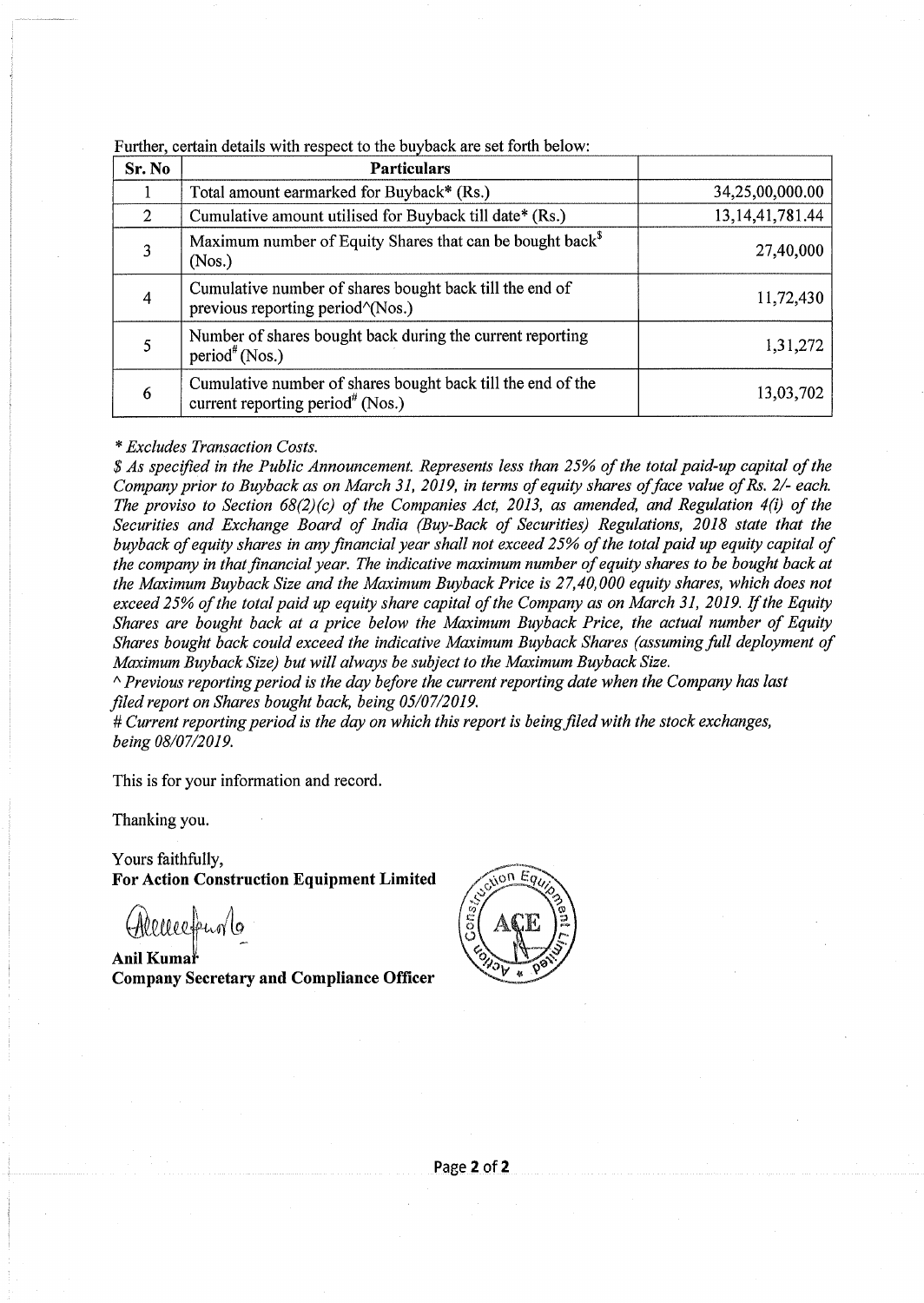Further, certain details with respect to the buyback are set forth below:

| Sr. No | Particulars | |
|---|---|---|
| 1 | Total amount earmarked for Buyback* (Rs.) | 34,25,00,000.00 |
| 2 | Cumulative amount utilised for Buyback till date* (Rs.) | 13,14,41,781.44 |
| 3 | Maximum number of Equity Shares that can be bought back$ (Nos.) | 27,40,000 |
| 4 | Cumulative number of shares bought back till the end of previous reporting period^(Nos.) | 11,72,430 |
| 5 | Number of shares bought back during the current reporting period# (Nos.) | 1,31,272 |
| 6 | Cumulative number of shares bought back till the end of the current reporting period# (Nos.) | 13,03,702 |

*\* Excludes Transaction Costs.*

*$ As specified in the Public Announcement. Represents less than 25% of the total paid-up capital of the Company prior to Buyback as on March 31, 2019, in terms of equity shares of face value of Rs. 2/- each. The proviso to Section 68(2)(c) of the Companies Act, 2013, as amended, and Regulation 4(i) of the Securities and Exchange Board of India (Buy-Back of Securities) Regulations, 2018 state that the buyback of equity shares in any financial year shall not exceed 25% of the total paid up equity capital of the company in that financial year. The indicative maximum number of equity shares to be bought back at the Maximum Buyback Size and the Maximum Buyback Price is 27,40,000 equity shares, which does not exceed 25% of the total paid up equity share capital of the Company as on March 31, 2019. If the Equity Shares are bought back at a price below the Maximum Buyback Price, the actual number of Equity Shares bought back could exceed the indicative Maximum Buyback Shares (assuming full deployment of Maximum Buyback Size) but will always be subject to the Maximum Buyback Size.*

*^ Previous reporting period is the day before the current reporting date when the Company has last filed report on Shares bought back, being 05/07/2019.*

*# Current reporting period is the day on which this report is being filed with the stock exchanges, being 08/07/2019.*

This is for your information and record.

Thanking you.

Yours faithfully,
**For Action Construction Equipment Limited**

**Anil Kumar**
**Company Secretary and Compliance Officer**